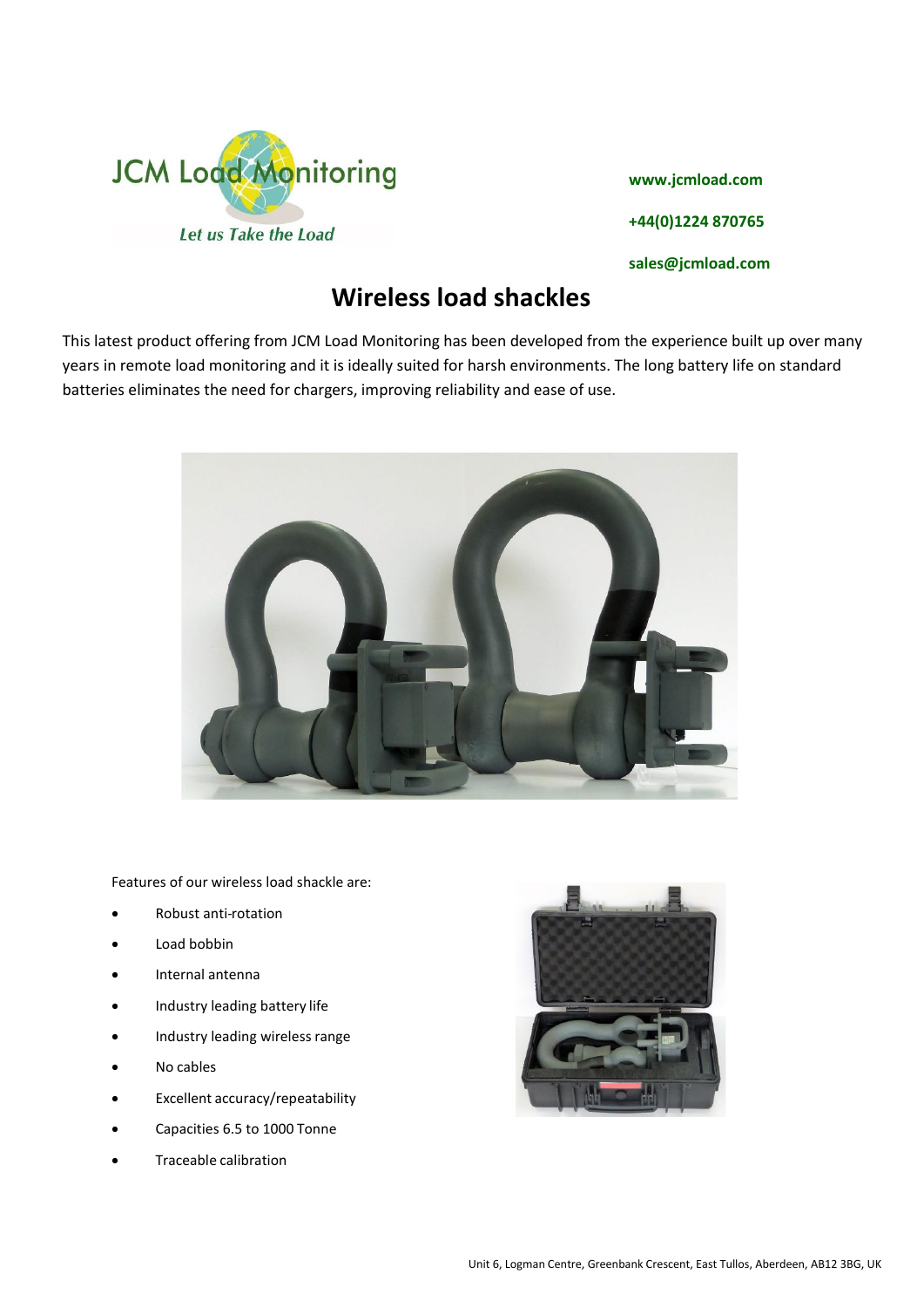JCM Load Monitoring

*Let us Take the Load*

**www.jcmload.com**

**+44(0)1224 870765**

**sales@jcmload.com**

# Wireless load shackles

This latest product offering from JCM Load Monitoring has been developed from the experience built up over many years in remote load monitoring and it is ideally suited for harsh environments. The long battery life on standard batteries eliminates the need for chargers, improving reliability and ease of use.

Features of our wireless load shackle are:

- Robust anti-rotation
- Load bobbin
- Internal antenna
- Industry leading battery life
- Industry leading wireless range
- No cables
- Excellent accuracy/repeatability
- Capacities 6.5 to 1000 Tonne
- Traceable calibration

Unit 6, Logman Centre, Greenbank Crescent, East Tullos, Aberdeen, AB12 3BG, UK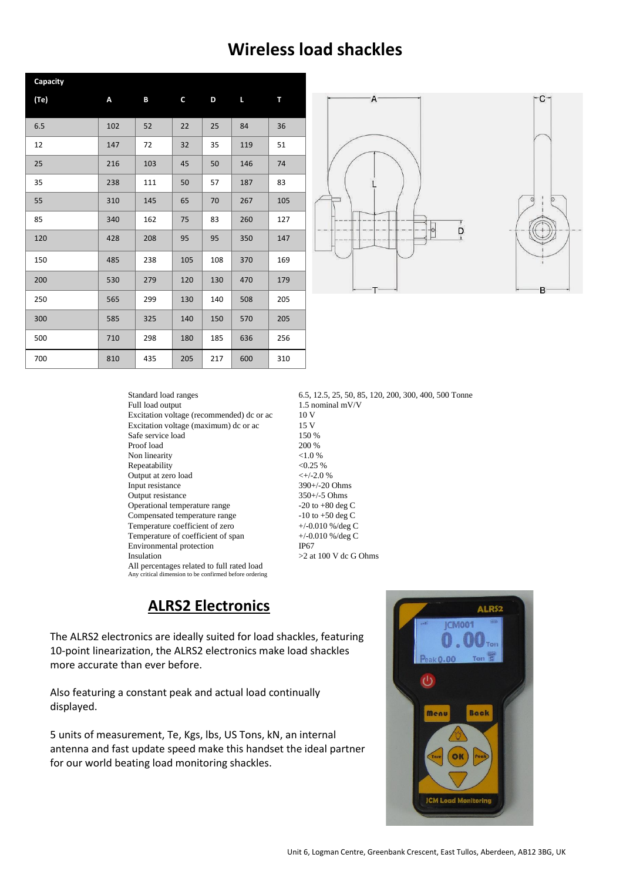# Wireless load shackles

| Capacity (Te) | A | B | C | D | L | T |
|---|---|---|---|---|---|---|
| 6.5 | 102 | 52 | 22 | 25 | 84 | 36 |
| 12 | 147 | 72 | 32 | 35 | 119 | 51 |
| 25 | 216 | 103 | 45 | 50 | 146 | 74 |
| 35 | 238 | 111 | 50 | 57 | 187 | 83 |
| 55 | 310 | 145 | 65 | 70 | 267 | 105 |
| 85 | 340 | 162 | 75 | 83 | 260 | 127 |
| 120 | 428 | 208 | 95 | 95 | 350 | 147 |
| 150 | 485 | 238 | 105 | 108 | 370 | 169 |
| 200 | 530 | 279 | 120 | 130 | 470 | 179 |
| 250 | 565 | 299 | 130 | 140 | 508 | 205 |
| 300 | 585 | 325 | 140 | 150 | 570 | 205 |
| 500 | 710 | 298 | 180 | 185 | 636 | 256 |
| 700 | 810 | 435 | 205 | 217 | 600 | 310 |

A
C
L
D
T
B

| | |
|---|---|
| Standard load ranges | 6.5, 12.5, 25, 50, 85, 120, 200, 300, 400, 500 Tonne |
| Full load output | 1.5 nominal mV/V |
| Excitation voltage (recommended) dc or ac | 10 V |
| Excitation voltage (maximum) dc or ac | 15 V |
| Safe service load | 150 % |
| Proof load | 200 % |
| Non linearity | <1.0 % |
| Repeatability | <0.25 % |
| Output at zero load | <+/-2.0 % |
| Input resistance | 390+/-20 Ohms |
| Output resistance | 350+/-5 Ohms |
| Operational temperature range | -20 to +80 deg C |
| Compensated temperature range | -10 to +50 deg C |
| Temperature coefficient of zero | +/-0.010 %/deg C |
| Temperature of coefficient of span | +/-0.010 %/deg C |
| Environmental protection | IP67 |
| Insulation | >2 at 100 V dc G Ohms |

All percentages related to full rated load
Any critical dimension to be confirmed before ordering

## ALRS2 Electronics

The ALRS2 electronics are ideally suited for load shackles, featuring 10-point linearization, the ALRS2 electronics make load shackles more accurate than ever before.

Also featuring a constant peak and actual load continually displayed.

5 units of measurement, Te, Kgs, lbs, US Tons, kN, an internal antenna and fast update speed make this handset the ideal partner for our world beating load monitoring shackles.

Unit 6, Logman Centre, Greenbank Crescent, East Tullos, Aberdeen, AB12 3BG, UK